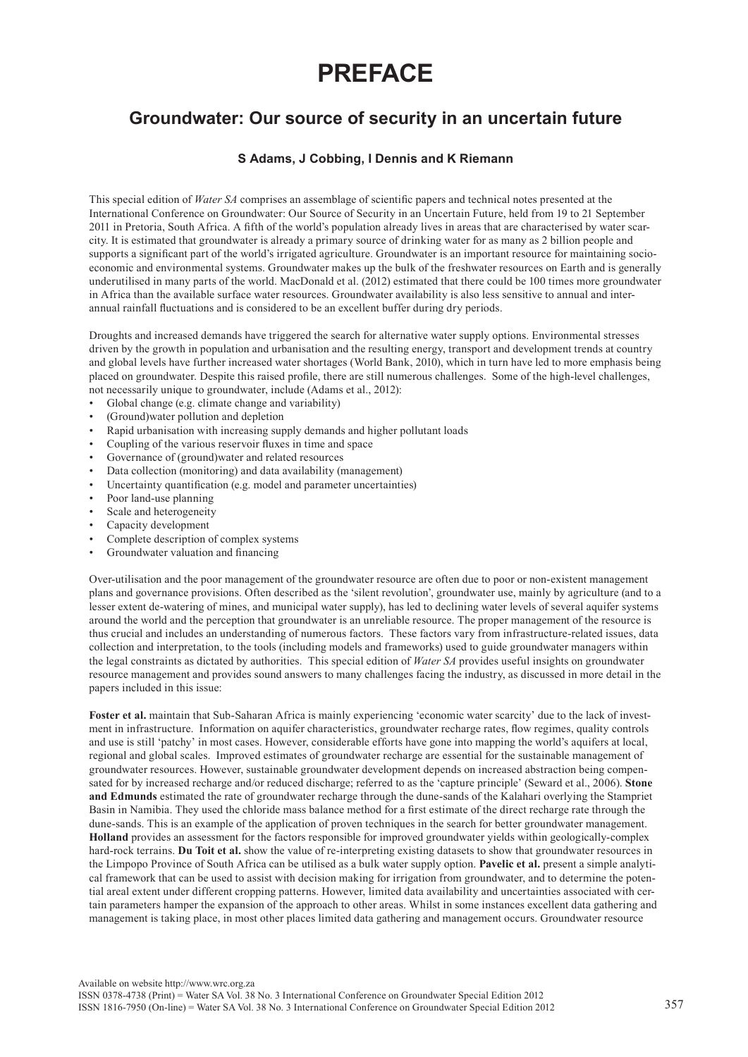# PREFACE

## Groundwater: Our source of security in an uncertain future

**S Adams, J Cobbing, I Dennis and K Riemann**

This special edition of *Water SA* comprises an assemblage of scientific papers and technical notes presented at the International Conference on Groundwater: Our Source of Security in an Uncertain Future, held from 19 to 21 September 2011 in Pretoria, South Africa. A fifth of the world's population already lives in areas that are characterised by water scarcity. It is estimated that groundwater is already a primary source of drinking water for as many as 2 billion people and supports a significant part of the world's irrigated agriculture. Groundwater is an important resource for maintaining socio-economic and environmental systems. Groundwater makes up the bulk of the freshwater resources on Earth and is generally underutilised in many parts of the world. MacDonald et al. (2012) estimated that there could be 100 times more groundwater in Africa than the available surface water resources. Groundwater availability is also less sensitive to annual and inter-annual rainfall fluctuations and is considered to be an excellent buffer during dry periods.

Droughts and increased demands have triggered the search for alternative water supply options. Environmental stresses driven by the growth in population and urbanisation and the resulting energy, transport and development trends at country and global levels have further increased water shortages (World Bank, 2010), which in turn have led to more emphasis being placed on groundwater. Despite this raised profile, there are still numerous challenges. Some of the high-level challenges, not necessarily unique to groundwater, include (Adams et al., 2012):

- Global change (e.g. climate change and variability)
- (Ground)water pollution and depletion
- Rapid urbanisation with increasing supply demands and higher pollutant loads
- Coupling of the various reservoir fluxes in time and space
- Governance of (ground)water and related resources
- Data collection (monitoring) and data availability (management)
- Uncertainty quantification (e.g. model and parameter uncertainties)
- Poor land-use planning
- Scale and heterogeneity
- Capacity development
- Complete description of complex systems
- Groundwater valuation and financing

Over-utilisation and the poor management of the groundwater resource are often due to poor or non-existent management plans and governance provisions. Often described as the 'silent revolution', groundwater use, mainly by agriculture (and to a lesser extent de-watering of mines, and municipal water supply), has led to declining water levels of several aquifer systems around the world and the perception that groundwater is an unreliable resource. The proper management of the resource is thus crucial and includes an understanding of numerous factors. These factors vary from infrastructure-related issues, data collection and interpretation, to the tools (including models and frameworks) used to guide groundwater managers within the legal constraints as dictated by authorities. This special edition of *Water SA* provides useful insights on groundwater resource management and provides sound answers to many challenges facing the industry, as discussed in more detail in the papers included in this issue:

**Foster et al.** maintain that Sub-Saharan Africa is mainly experiencing 'economic water scarcity' due to the lack of investment in infrastructure. Information on aquifer characteristics, groundwater recharge rates, flow regimes, quality controls and use is still 'patchy' in most cases. However, considerable efforts have gone into mapping the world's aquifers at local, regional and global scales. Improved estimates of groundwater recharge are essential for the sustainable management of groundwater resources. However, sustainable groundwater development depends on increased abstraction being compensated for by increased recharge and/or reduced discharge; referred to as the 'capture principle' (Seward et al., 2006). **Stone and Edmunds** estimated the rate of groundwater recharge through the dune-sands of the Kalahari overlying the Stampriet Basin in Namibia. They used the chloride mass balance method for a first estimate of the direct recharge rate through the dune-sands. This is an example of the application of proven techniques in the search for better groundwater management. **Holland** provides an assessment for the factors responsible for improved groundwater yields within geologically-complex hard-rock terrains. **Du Toit et al.** show the value of re-interpreting existing datasets to show that groundwater resources in the Limpopo Province of South Africa can be utilised as a bulk water supply option. **Pavelic et al.** present a simple analytical framework that can be used to assist with decision making for irrigation from groundwater, and to determine the potential areal extent under different cropping patterns. However, limited data availability and uncertainties associated with certain parameters hamper the expansion of the approach to other areas. Whilst in some instances excellent data gathering and management is taking place, in most other places limited data gathering and management occurs. Groundwater resource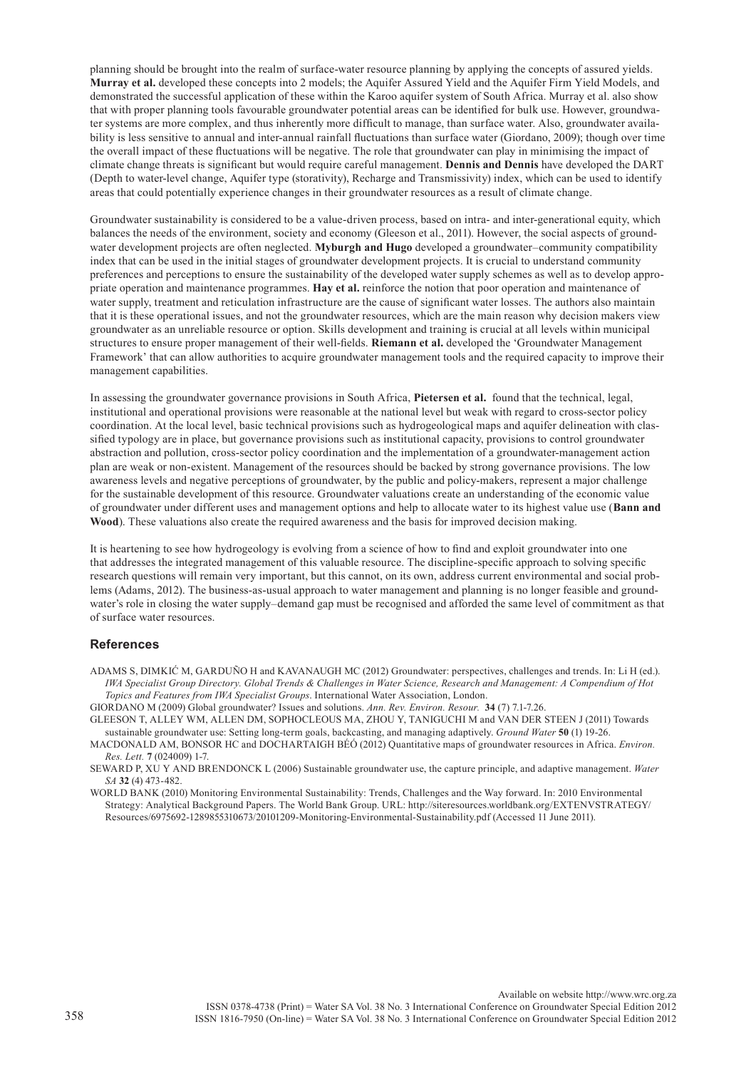planning should be brought into the realm of surface-water resource planning by applying the concepts of assured yields. **Murray et al.** developed these concepts into 2 models; the Aquifer Assured Yield and the Aquifer Firm Yield Models, and demonstrated the successful application of these within the Karoo aquifer system of South Africa. Murray et al. also show that with proper planning tools favourable groundwater potential areas can be identified for bulk use. However, groundwater systems are more complex, and thus inherently more difficult to manage, than surface water. Also, groundwater availability is less sensitive to annual and inter-annual rainfall fluctuations than surface water (Giordano, 2009); though over time the overall impact of these fluctuations will be negative. The role that groundwater can play in minimising the impact of climate change threats is significant but would require careful management. **Dennis and Dennis** have developed the DART (Depth to water-level change, Aquifer type (storativity), Recharge and Transmissivity) index, which can be used to identify areas that could potentially experience changes in their groundwater resources as a result of climate change.

Groundwater sustainability is considered to be a value-driven process, based on intra- and inter-generational equity, which balances the needs of the environment, society and economy (Gleeson et al., 2011). However, the social aspects of groundwater development projects are often neglected. **Myburgh and Hugo** developed a groundwater–community compatibility index that can be used in the initial stages of groundwater development projects. It is crucial to understand community preferences and perceptions to ensure the sustainability of the developed water supply schemes as well as to develop appropriate operation and maintenance programmes. **Hay et al.** reinforce the notion that poor operation and maintenance of water supply, treatment and reticulation infrastructure are the cause of significant water losses. The authors also maintain that it is these operational issues, and not the groundwater resources, which are the main reason why decision makers view groundwater as an unreliable resource or option. Skills development and training is crucial at all levels within municipal structures to ensure proper management of their well-fields. **Riemann et al.** developed the 'Groundwater Management Framework' that can allow authorities to acquire groundwater management tools and the required capacity to improve their management capabilities.

In assessing the groundwater governance provisions in South Africa, **Pietersen et al.** found that the technical, legal, institutional and operational provisions were reasonable at the national level but weak with regard to cross-sector policy coordination. At the local level, basic technical provisions such as hydrogeological maps and aquifer delineation with classified typology are in place, but governance provisions such as institutional capacity, provisions to control groundwater abstraction and pollution, cross-sector policy coordination and the implementation of a groundwater-management action plan are weak or non-existent. Management of the resources should be backed by strong governance provisions. The low awareness levels and negative perceptions of groundwater, by the public and policy-makers, represent a major challenge for the sustainable development of this resource. Groundwater valuations create an understanding of the economic value of groundwater under different uses and management options and help to allocate water to its highest value use (**Bann and Wood**). These valuations also create the required awareness and the basis for improved decision making.

It is heartening to see how hydrogeology is evolving from a science of how to find and exploit groundwater into one that addresses the integrated management of this valuable resource. The discipline-specific approach to solving specific research questions will remain very important, but this cannot, on its own, address current environmental and social problems (Adams, 2012). The business-as-usual approach to water management and planning is no longer feasible and groundwater's role in closing the water supply–demand gap must be recognised and afforded the same level of commitment as that of surface water resources.

## References

ADAMS S, DIMKIĆ M, GARDUÑO H and KAVANAUGH MC (2012) Groundwater: perspectives, challenges and trends. In: Li H (ed.). *IWA Specialist Group Directory. Global Trends & Challenges in Water Science, Research and Management: A Compendium of Hot Topics and Features from IWA Specialist Groups*. International Water Association, London.

GIORDANO M (2009) Global groundwater? Issues and solutions. *Ann. Rev. Environ. Resour.* **34** (7) 7.1-7.26.

GLEESON T, ALLEY WM, ALLEN DM, SOPHOCLEOUS MA, ZHOU Y, TANIGUCHI M and VAN DER STEEN J (2011) Towards sustainable groundwater use: Setting long-term goals, backcasting, and managing adaptively. *Ground Water* **50** (1) 19-26.

MACDONALD AM, BONSOR HC and DOCHARTAIGH BÉÓ (2012) Quantitative maps of groundwater resources in Africa. *Environ. Res. Lett.* **7** (024009) 1-7.

SEWARD P, XU Y AND BRENDONCK L (2006) Sustainable groundwater use, the capture principle, and adaptive management. *Water SA* **32** (4) 473-482.

WORLD BANK (2010) Monitoring Environmental Sustainability: Trends, Challenges and the Way forward. In: 2010 Environmental Strategy: Analytical Background Papers. The World Bank Group. URL: http://siteresources.worldbank.org/EXTENVSTRATEGY/Resources/6975692-1289855310673/20101209-Monitoring-Environmental-Sustainability.pdf (Accessed 11 June 2011).